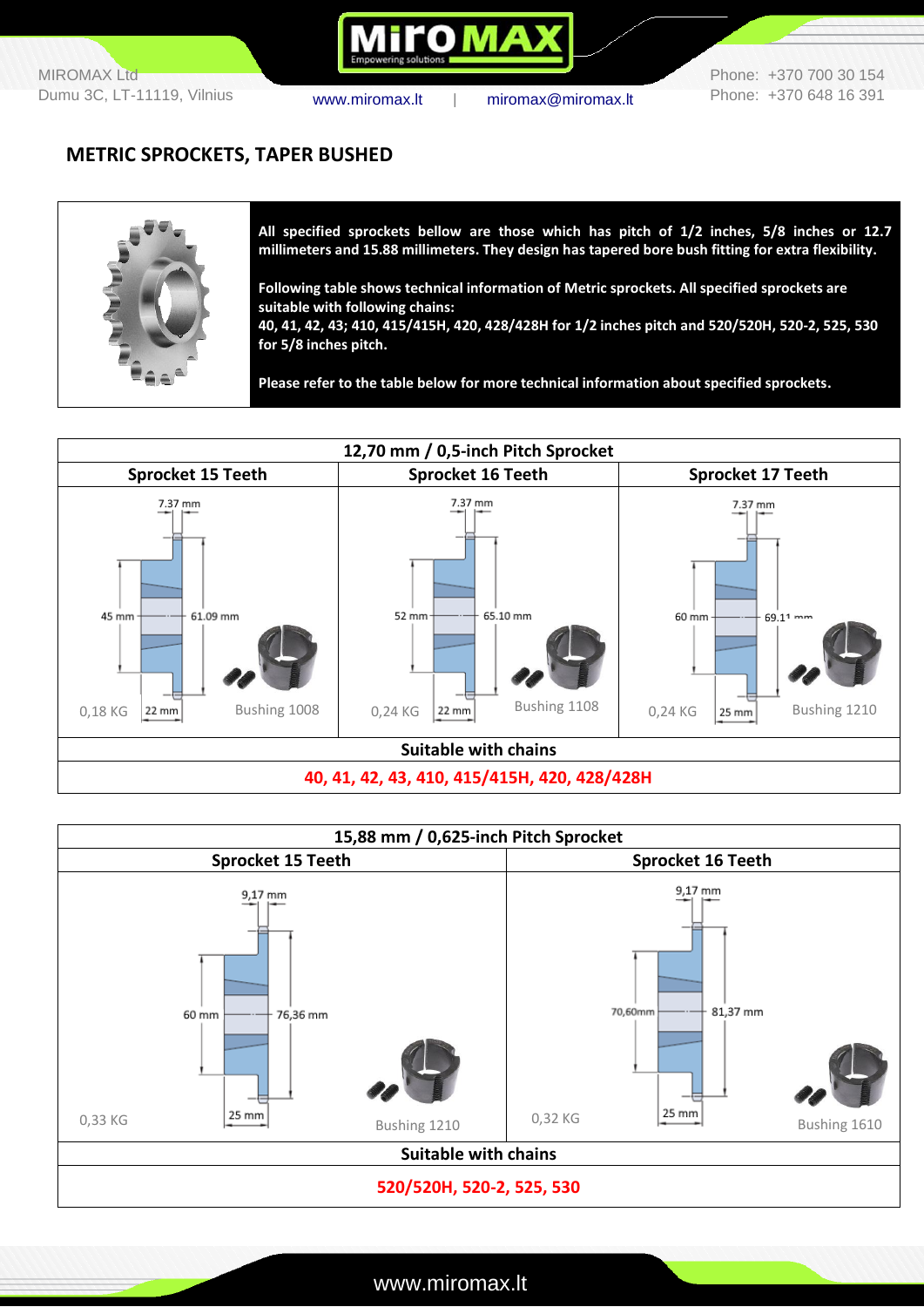# METRIC SPROCKETS, TAPER BUSHED

**All specified sprockets bellow are those which has pitch of 1/2 inches, 5/8 inches or 12.7 millimeters and 15.88 millimeters. They design has tapered bore bush fitting for extra flexibility.**

**Following table shows technical information of Metric sprockets. All specified sprockets are suitable with following chains:**
**40, 41, 42, 43; 410, 415/415H, 420, 428/428H for 1/2 inches pitch and 520/520H, 520-2, 525, 530 for 5/8 inches pitch.**

**Please refer to the table below for more technical information about specified sprockets.**

## 12,70 mm / 0,5-inch Pitch Sprocket

| Sprocket 15 Teeth | Sprocket 16 Teeth | Sprocket 17 Teeth |
|---|---|---|
| 7.37 mm; 45 mm; 61.09 mm; 22 mm | 7.37 mm; 52 mm; 65.10 mm; 22 mm | 7.37 mm; 60 mm; 69.11 mm; 25 mm |
| 0,18 KG | 0,24 KG | 0,24 KG |
| Bushing 1008 | Bushing 1108 | Bushing 1210 |

**Suitable with chains**

**40, 41, 42, 43, 410, 415/415H, 420, 428/428H**

## 15,88 mm / 0,625-inch Pitch Sprocket

| Sprocket 15 Teeth | Sprocket 16 Teeth |
|---|---|
| 9,17 mm; 60 mm; 76,36 mm; 25 mm | 9,17 mm; 70,60mm; 81,37 mm; 25 mm |
| 0,33 KG | 0,32 KG |
| Bushing 1210 | Bushing 1610 |

**Suitable with chains**

**520/520H, 520-2, 525, 530**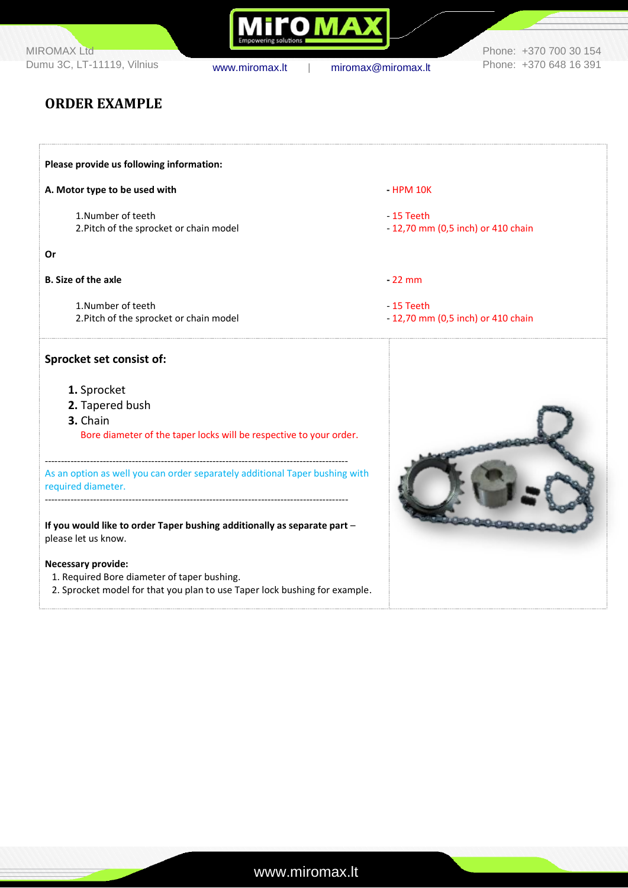# ORDER EXAMPLE

**Please provide us following information:**

| | |
|---|---|
| **A. Motor type to be used with** | **-** HPM 10K |
| 1.Number of teeth | - 15 Teeth |
| 2.Pitch of the sprocket or chain model | - 12,70 mm (0,5 inch) or 410 chain |
| **Or** | |
| **B. Size of the axle** | **-** 22 mm |
| 1.Number of teeth | - 15 Teeth |
| 2.Pitch of the sprocket or chain model | - 12,70 mm (0,5 inch) or 410 chain |

## Sprocket set consist of:

1. Sprocket
2. Tapered bush
3. Chain

Bore diameter of the taper locks will be respective to your order.

---

As an option as well you can order separately additional Taper bushing with required diameter.

---

**If you would like to order Taper bushing additionally as separate part** – please let us know.

**Necessary provide:**

1. Required Bore diameter of taper bushing.
2. Sprocket model for that you plan to use Taper lock bushing for example.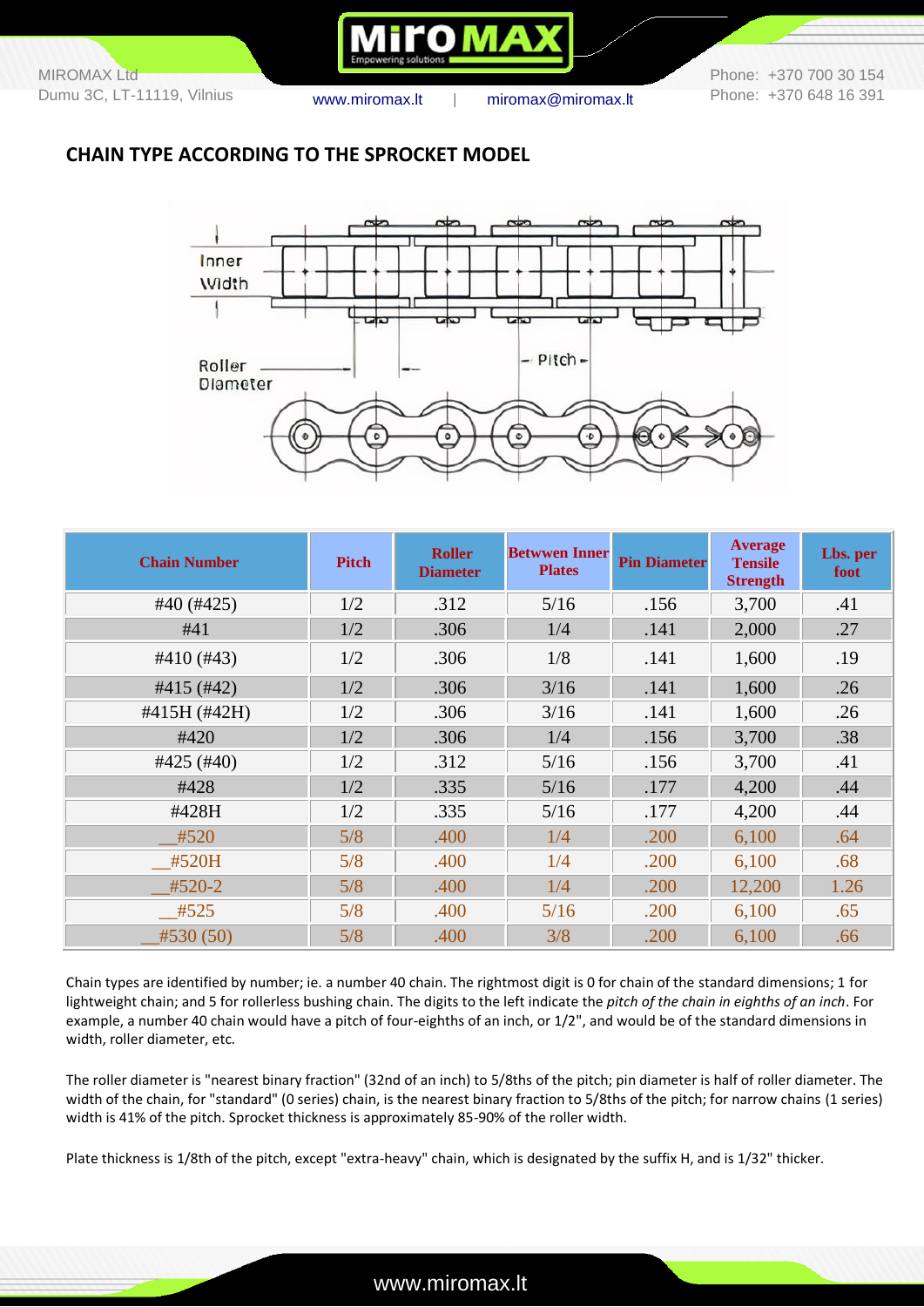## CHAIN TYPE ACCORDING TO THE SPROCKET MODEL

| Chain Number | Pitch | Roller Diameter | Betwwen Inner Plates | Pin Diameter | Average Tensile Strength | Lbs. per foot |
|---|---|---|---|---|---|---|
| #40 (#425) | 1/2 | .312 | 5/16 | .156 | 3,700 | .41 |
| #41 | 1/2 | .306 | 1/4 | .141 | 2,000 | .27 |
| #410 (#43) | 1/2 | .306 | 1/8 | .141 | 1,600 | .19 |
| #415 (#42) | 1/2 | .306 | 3/16 | .141 | 1,600 | .26 |
| #415H (#42H) | 1/2 | .306 | 3/16 | .141 | 1,600 | .26 |
| #420 | 1/2 | .306 | 1/4 | .156 | 3,700 | .38 |
| #425 (#40) | 1/2 | .312 | 5/16 | .156 | 3,700 | .41 |
| #428 | 1/2 | .335 | 5/16 | .177 | 4,200 | .44 |
| #428H | 1/2 | .335 | 5/16 | .177 | 4,200 | .44 |
| __#520 | 5/8 | .400 | 1/4 | .200 | 6,100 | .64 |
| __#520H | 5/8 | .400 | 1/4 | .200 | 6,100 | .68 |
| __#520-2 | 5/8 | .400 | 1/4 | .200 | 12,200 | 1.26 |
| __#525 | 5/8 | .400 | 5/16 | .200 | 6,100 | .65 |
| __#530 (50) | 5/8 | .400 | 3/8 | .200 | 6,100 | .66 |

Chain types are identified by number; ie. a number 40 chain. The rightmost digit is 0 for chain of the standard dimensions; 1 for lightweight chain; and 5 for rollerless bushing chain. The digits to the left indicate the *pitch of the chain in eighths of an inch*. For example, a number 40 chain would have a pitch of four-eighths of an inch, or 1/2", and would be of the standard dimensions in width, roller diameter, etc.

The roller diameter is "nearest binary fraction" (32nd of an inch) to 5/8ths of the pitch; pin diameter is half of roller diameter. The width of the chain, for "standard" (0 series) chain, is the nearest binary fraction to 5/8ths of the pitch; for narrow chains (1 series) width is 41% of the pitch. Sprocket thickness is approximately 85-90% of the roller width.

Plate thickness is 1/8th of the pitch, except "extra-heavy" chain, which is designated by the suffix H, and is 1/32" thicker.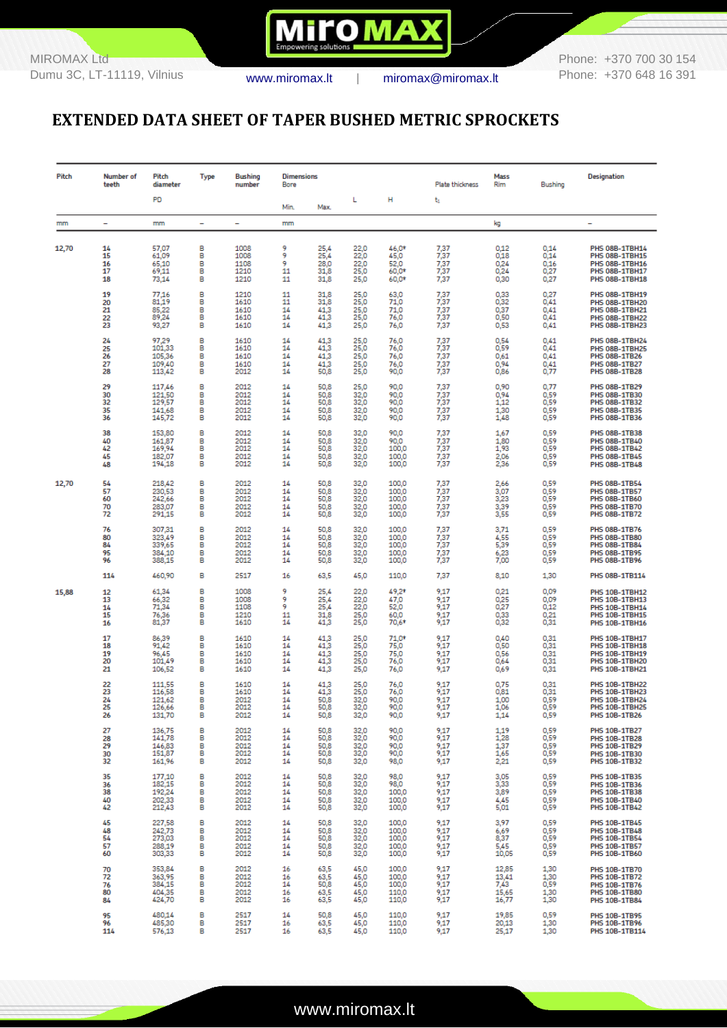# EXTENDED DATA SHEET OF TAPER BUSHED METRIC SPROCKETS

| Pitch | Number of teeth | Pitch diameter | Type | Bushing number | Dimensions Bore | | L | H | Plate thickness | Mass Rim | Bushing | Designation |
|---|---|---|---|---|---|---|---|---|---|---|---|---|
| | | PD | | | Min. | Max. | | | $t_1$ | | | |
| mm | – | mm | – | – | mm | | | | | kg | | – |
| 12,70 | 14 | 57,07 | B | 1008 | 9 | 25,4 | 22,0 | 46,0* | 7,37 | 0,12 | 0,14 | PHS 08B-1TBH14 |
| | 15 | 61,09 | B | 1008 | 9 | 25,4 | 22,0 | 45,0 | 7,37 | 0,18 | 0,14 | PHS 08B-1TBH15 |
| | 16 | 65,10 | B | 1108 | 9 | 28,0 | 22,0 | 52,0 | 7,37 | 0,24 | 0,16 | PHS 08B-1TBH16 |
| | 17 | 69,11 | B | 1210 | 11 | 31,8 | 25,0 | 60,0* | 7,37 | 0,24 | 0,27 | PHS 08B-1TBH17 |
| | 18 | 73,14 | B | 1210 | 11 | 31,8 | 25,0 | 60,0* | 7,37 | 0,30 | 0,27 | PHS 08B-1TBH18 |
| | 19 | 77,16 | B | 1210 | 11 | 31,8 | 25,0 | 63,0 | 7,37 | 0,33 | 0,27 | PHS 08B-1TBH19 |
| | 20 | 81,19 | B | 1610 | 11 | 31,8 | 25,0 | 71,0 | 7,37 | 0,32 | 0,41 | PHS 08B-1TBH20 |
| | 21 | 85,22 | B | 1610 | 14 | 41,3 | 25,0 | 71,0 | 7,37 | 0,37 | 0,41 | PHS 08B-1TBH21 |
| | 22 | 89,24 | B | 1610 | 14 | 41,3 | 25,0 | 76,0 | 7,37 | 0,50 | 0,41 | PHS 08B-1TBH22 |
| | 23 | 93,27 | B | 1610 | 14 | 41,3 | 25,0 | 76,0 | 7,37 | 0,53 | 0,41 | PHS 08B-1TBH23 |
| | 24 | 97,29 | B | 1610 | 14 | 41,3 | 25,0 | 76,0 | 7,37 | 0,54 | 0,41 | PHS 08B-1TBH24 |
| | 25 | 101,33 | B | 1610 | 14 | 41,3 | 25,0 | 76,0 | 7,37 | 0,59 | 0,41 | PHS 08B-1TBH25 |
| | 26 | 105,36 | B | 1610 | 14 | 41,3 | 25,0 | 76,0 | 7,37 | 0,61 | 0,41 | PHS 08B-1TB26 |
| | 27 | 109,40 | B | 1610 | 14 | 41,3 | 25,0 | 76,0 | 7,37 | 0,94 | 0,41 | PHS 08B-1TB27 |
| | 28 | 113,42 | B | 2012 | 14 | 50,8 | 25,0 | 90,0 | 7,37 | 0,86 | 0,77 | PHS 08B-1TB28 |
| | 29 | 117,46 | B | 2012 | 14 | 50,8 | 25,0 | 90,0 | 7,37 | 0,90 | 0,77 | PHS 08B-1TB29 |
| | 30 | 121,50 | B | 2012 | 14 | 50,8 | 32,0 | 90,0 | 7,37 | 0,94 | 0,59 | PHS 08B-1TB30 |
| | 32 | 129,57 | B | 2012 | 14 | 50,8 | 32,0 | 90,0 | 7,37 | 1,12 | 0,59 | PHS 08B-1TB32 |
| | 35 | 141,68 | B | 2012 | 14 | 50,8 | 32,0 | 90,0 | 7,37 | 1,30 | 0,59 | PHS 08B-1TB35 |
| | 36 | 145,72 | B | 2012 | 14 | 50,8 | 32,0 | 90,0 | 7,37 | 1,48 | 0,59 | PHS 08B-1TB36 |
| | 38 | 153,80 | B | 2012 | 14 | 50,8 | 32,0 | 90,0 | 7,37 | 1,67 | 0,59 | PHS 08B-1TB38 |
| | 40 | 161,87 | B | 2012 | 14 | 50,8 | 32,0 | 90,0 | 7,37 | 1,80 | 0,59 | PHS 08B-1TB40 |
| | 42 | 169,94 | B | 2012 | 14 | 50,8 | 32,0 | 100,0 | 7,37 | 1,93 | 0,59 | PHS 08B-1TB42 |
| | 45 | 182,07 | B | 2012 | 14 | 50,8 | 32,0 | 100,0 | 7,37 | 2,06 | 0,59 | PHS 08B-1TB45 |
| | 48 | 194,18 | B | 2012 | 14 | 50,8 | 32,0 | 100,0 | 7,37 | 2,36 | 0,59 | PHS 08B-1TB48 |
| 12,70 | 54 | 218,42 | B | 2012 | 14 | 50,8 | 32,0 | 100,0 | 7,37 | 2,66 | 0,59 | PHS 08B-1TB54 |
| | 57 | 230,53 | B | 2012 | 14 | 50,8 | 32,0 | 100,0 | 7,37 | 3,07 | 0,59 | PHS 08B-1TB57 |
| | 60 | 242,66 | B | 2012 | 14 | 50,8 | 32,0 | 100,0 | 7,37 | 3,23 | 0,59 | PHS 08B-1TB60 |
| | 70 | 283,07 | B | 2012 | 14 | 50,8 | 32,0 | 100,0 | 7,37 | 3,39 | 0,59 | PHS 08B-1TB70 |
| | 72 | 291,15 | B | 2012 | 14 | 50,8 | 32,0 | 100,0 | 7,37 | 3,55 | 0,59 | PHS 08B-1TB72 |
| | 76 | 307,31 | B | 2012 | 14 | 50,8 | 32,0 | 100,0 | 7,37 | 3,71 | 0,59 | PHS 08B-1TB76 |
| | 80 | 323,49 | B | 2012 | 14 | 50,8 | 32,0 | 100,0 | 7,37 | 4,55 | 0,59 | PHS 08B-1TB80 |
| | 84 | 339,65 | B | 2012 | 14 | 50,8 | 32,0 | 100,0 | 7,37 | 5,39 | 0,59 | PHS 08B-1TB84 |
| | 95 | 384,10 | B | 2012 | 14 | 50,8 | 32,0 | 100,0 | 7,37 | 6,23 | 0,59 | PHS 08B-1TB95 |
| | 96 | 388,15 | B | 2012 | 14 | 50,8 | 32,0 | 100,0 | 7,37 | 7,00 | 0,59 | PHS 08B-1TB96 |
| | 114 | 460,90 | B | 2517 | 16 | 63,5 | 45,0 | 110,0 | 7,37 | 8,10 | 1,30 | PHS 08B-1TB114 |
| 15,88 | 12 | 61,34 | B | 1008 | 9 | 25,4 | 22,0 | 49,2* | 9,17 | 0,21 | 0,09 | PHS 10B-1TBH12 |
| | 13 | 66,32 | B | 1008 | 9 | 25,4 | 22,0 | 47,0 | 9,17 | 0,25 | 0,09 | PHS 10B-1TBH13 |
| | 14 | 71,34 | B | 1108 | 9 | 25,4 | 22,0 | 52,0 | 9,17 | 0,27 | 0,12 | PHS 10B-1TBH14 |
| | 15 | 76,36 | B | 1210 | 11 | 31,8 | 25,0 | 60,0 | 9,17 | 0,33 | 0,21 | PHS 10B-1TBH15 |
| | 16 | 81,37 | B | 1610 | 14 | 41,3 | 25,0 | 70,6* | 9,17 | 0,32 | 0,31 | PHS 10B-1TBH16 |
| | 17 | 86,39 | B | 1610 | 14 | 41,3 | 25,0 | 71,0* | 9,17 | 0,40 | 0,31 | PHS 10B-1TBH17 |
| | 18 | 91,42 | B | 1610 | 14 | 41,3 | 25,0 | 75,0 | 9,17 | 0,50 | 0,31 | PHS 10B-1TBH18 |
| | 19 | 96,45 | B | 1610 | 14 | 41,3 | 25,0 | 75,0 | 9,17 | 0,56 | 0,31 | PHS 10B-1TBH19 |
| | 20 | 101,49 | B | 1610 | 14 | 41,3 | 25,0 | 76,0 | 9,17 | 0,64 | 0,31 | PHS 10B-1TBH20 |
| | 21 | 106,52 | B | 1610 | 14 | 41,3 | 25,0 | 76,0 | 9,17 | 0,69 | 0,31 | PHS 10B-1TBH21 |
| | 22 | 111,55 | B | 1610 | 14 | 41,3 | 25,0 | 76,0 | 9,17 | 0,75 | 0,31 | PHS 10B-1TBH22 |
| | 23 | 116,58 | B | 1610 | 14 | 41,3 | 25,0 | 76,0 | 9,17 | 0,81 | 0,31 | PHS 10B-1TBH23 |
| | 24 | 121,62 | B | 2012 | 14 | 50,8 | 32,0 | 90,0 | 9,17 | 1,00 | 0,59 | PHS 10B-1TBH24 |
| | 25 | 126,66 | B | 2012 | 14 | 50,8 | 32,0 | 90,0 | 9,17 | 1,06 | 0,59 | PHS 10B-1TBH25 |
| | 26 | 131,70 | B | 2012 | 14 | 50,8 | 32,0 | 90,0 | 9,17 | 1,14 | 0,59 | PHS 10B-1TB26 |
| | 27 | 136,75 | B | 2012 | 14 | 50,8 | 32,0 | 90,0 | 9,17 | 1,19 | 0,59 | PHS 10B-1TB27 |
| | 28 | 141,78 | B | 2012 | 14 | 50,8 | 32,0 | 90,0 | 9,17 | 1,28 | 0,59 | PHS 10B-1TB28 |
| | 29 | 146,83 | B | 2012 | 14 | 50,8 | 32,0 | 90,0 | 9,17 | 1,37 | 0,59 | PHS 10B-1TB29 |
| | 30 | 151,87 | B | 2012 | 14 | 50,8 | 32,0 | 90,0 | 9,17 | 1,65 | 0,59 | PHS 10B-1TB30 |
| | 32 | 161,96 | B | 2012 | 14 | 50,8 | 32,0 | 98,0 | 9,17 | 2,21 | 0,59 | PHS 10B-1TB32 |
| | 35 | 177,10 | B | 2012 | 14 | 50,8 | 32,0 | 98,0 | 9,17 | 3,05 | 0,59 | PHS 10B-1TB35 |
| | 36 | 182,15 | B | 2012 | 14 | 50,8 | 32,0 | 98,0 | 9,17 | 3,33 | 0,59 | PHS 10B-1TB36 |
| | 38 | 192,24 | B | 2012 | 14 | 50,8 | 32,0 | 100,0 | 9,17 | 3,89 | 0,59 | PHS 10B-1TB38 |
| | 40 | 202,33 | B | 2012 | 14 | 50,8 | 32,0 | 100,0 | 9,17 | 4,45 | 0,59 | PHS 10B-1TB40 |
| | 42 | 212,43 | B | 2012 | 14 | 50,8 | 32,0 | 100,0 | 9,17 | 5,01 | 0,59 | PHS 10B-1TB42 |
| | 45 | 227,58 | B | 2012 | 14 | 50,8 | 32,0 | 100,0 | 9,17 | 3,97 | 0,59 | PHS 10B-1TB45 |
| | 48 | 242,73 | B | 2012 | 14 | 50,8 | 32,0 | 100,0 | 9,17 | 6,69 | 0,59 | PHS 10B-1TB48 |
| | 54 | 273,03 | B | 2012 | 14 | 50,8 | 32,0 | 100,0 | 9,17 | 8,37 | 0,59 | PHS 10B-1TB54 |
| | 57 | 288,19 | B | 2012 | 14 | 50,8 | 32,0 | 100,0 | 9,17 | 5,45 | 0,59 | PHS 10B-1TB57 |
| | 60 | 303,33 | B | 2012 | 14 | 50,8 | 32,0 | 100,0 | 9,17 | 10,05 | 0,59 | PHS 10B-1TB60 |
| | 70 | 353,84 | B | 2012 | 16 | 63,5 | 45,0 | 100,0 | 9,17 | 12,85 | 1,30 | PHS 10B-1TB70 |
| | 72 | 363,95 | B | 2012 | 16 | 63,5 | 45,0 | 100,0 | 9,17 | 13,41 | 1,30 | PHS 10B-1TB72 |
| | 76 | 384,15 | B | 2012 | 14 | 50,8 | 45,0 | 100,0 | 9,17 | 7,43 | 0,59 | PHS 10B-1TB76 |
| | 80 | 404,35 | B | 2012 | 16 | 63,5 | 45,0 | 110,0 | 9,17 | 15,65 | 1,30 | PHS 10B-1TB80 |
| | 84 | 424,70 | B | 2012 | 16 | 63,5 | 45,0 | 110,0 | 9,17 | 16,77 | 1,30 | PHS 10B-1TB84 |
| | 95 | 480,14 | B | 2517 | 14 | 50,8 | 45,0 | 110,0 | 9,17 | 19,85 | 0,59 | PHS 10B-1TB95 |
| | 96 | 485,30 | B | 2517 | 16 | 63,5 | 45,0 | 110,0 | 9,17 | 20,13 | 1,30 | PHS 10B-1TB96 |
| | 114 | 576,13 | B | 2517 | 16 | 63,5 | 45,0 | 110,0 | 9,17 | 25,17 | 1,30 | PHS 10B-1TB114 |